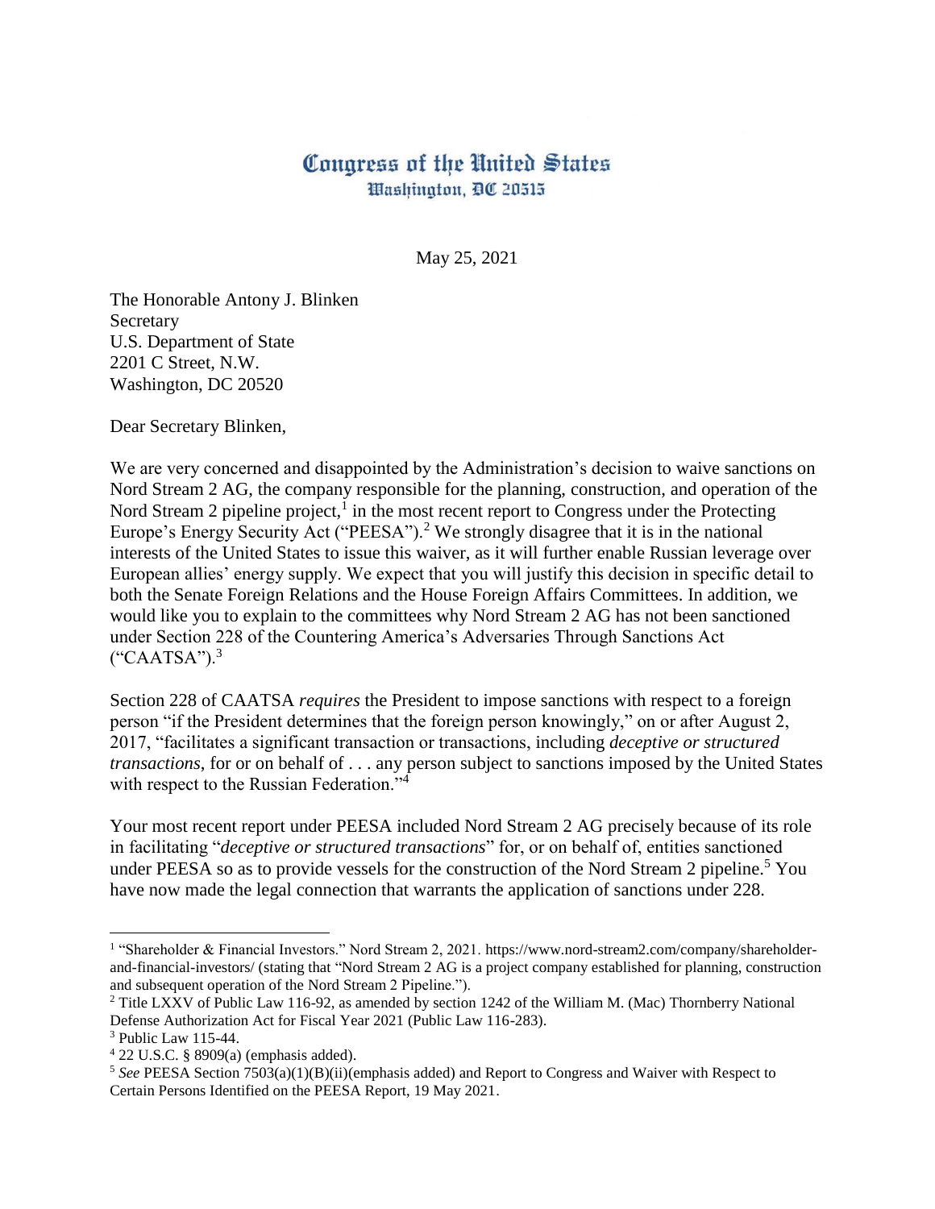# Congress of the United States
## Washington, DC 20515

May 25, 2021

The Honorable Antony J. Blinken
Secretary
U.S. Department of State
2201 C Street, N.W.
Washington, DC 20520

Dear Secretary Blinken,

We are very concerned and disappointed by the Administration's decision to waive sanctions on Nord Stream 2 AG, the company responsible for the planning, construction, and operation of the Nord Stream 2 pipeline project,[1] in the most recent report to Congress under the Protecting Europe's Energy Security Act ("PEESA").[2] We strongly disagree that it is in the national interests of the United States to issue this waiver, as it will further enable Russian leverage over European allies' energy supply. We expect that you will justify this decision in specific detail to both the Senate Foreign Relations and the House Foreign Affairs Committees. In addition, we would like you to explain to the committees why Nord Stream 2 AG has not been sanctioned under Section 228 of the Countering America's Adversaries Through Sanctions Act ("CAATSA").[3]

Section 228 of CAATSA *requires* the President to impose sanctions with respect to a foreign person "if the President determines that the foreign person knowingly," on or after August 2, 2017, "facilitates a significant transaction or transactions, including *deceptive or structured transactions*, for or on behalf of . . . any person subject to sanctions imposed by the United States with respect to the Russian Federation."[4]

Your most recent report under PEESA included Nord Stream 2 AG precisely because of its role in facilitating "*deceptive or structured transactions*" for, or on behalf of, entities sanctioned under PEESA so as to provide vessels for the construction of the Nord Stream 2 pipeline.[5] You have now made the legal connection that warrants the application of sanctions under 228.

---

[1] "Shareholder & Financial Investors." Nord Stream 2, 2021. https://www.nord-stream2.com/company/shareholder-and-financial-investors/ (stating that "Nord Stream 2 AG is a project company established for planning, construction and subsequent operation of the Nord Stream 2 Pipeline.").

[2] Title LXXV of Public Law 116-92, as amended by section 1242 of the William M. (Mac) Thornberry National Defense Authorization Act for Fiscal Year 2021 (Public Law 116-283).

[3] Public Law 115-44.

[4] 22 U.S.C. § 8909(a) (emphasis added).

[5] *See* PEESA Section 7503(a)(1)(B)(ii)(emphasis added) and Report to Congress and Waiver with Respect to Certain Persons Identified on the PEESA Report, 19 May 2021.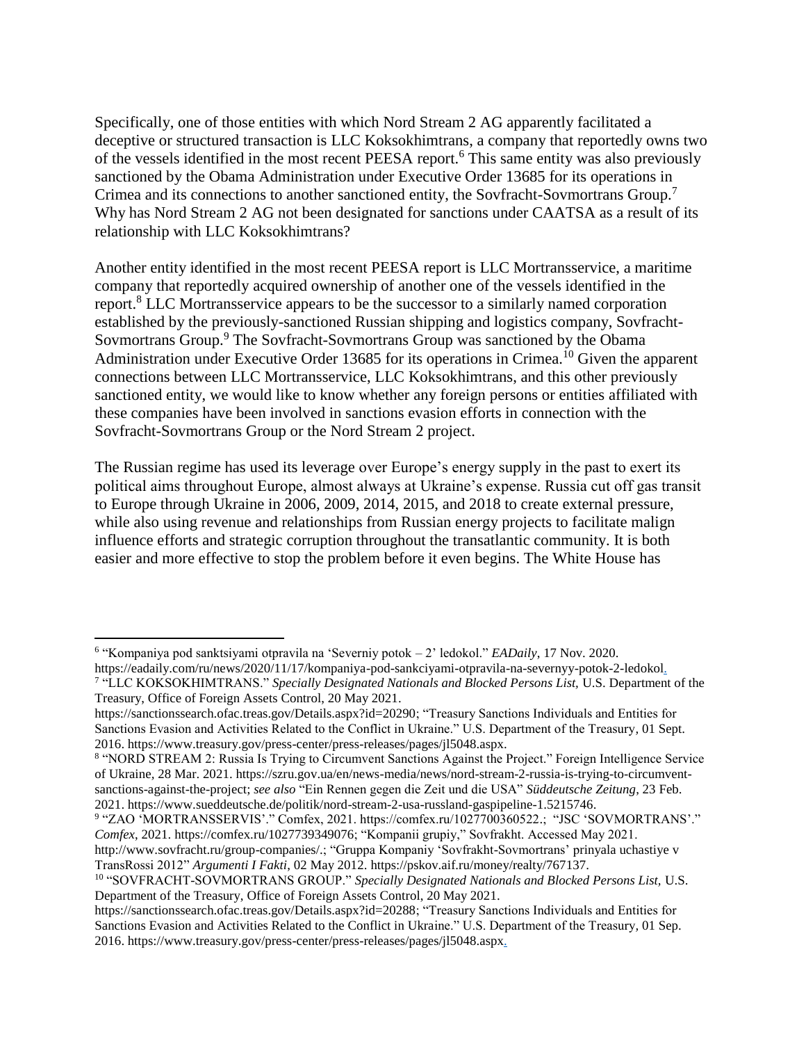Specifically, one of those entities with which Nord Stream 2 AG apparently facilitated a deceptive or structured transaction is LLC Koksokhimtrans, a company that reportedly owns two of the vessels identified in the most recent PEESA report.[6] This same entity was also previously sanctioned by the Obama Administration under Executive Order 13685 for its operations in Crimea and its connections to another sanctioned entity, the Sovfracht-Sovmortrans Group.[7] Why has Nord Stream 2 AG not been designated for sanctions under CAATSA as a result of its relationship with LLC Koksokhimtrans?

Another entity identified in the most recent PEESA report is LLC Mortransservice, a maritime company that reportedly acquired ownership of another one of the vessels identified in the report.[8] LLC Mortransservice appears to be the successor to a similarly named corporation established by the previously-sanctioned Russian shipping and logistics company, Sovfracht-Sovmortrans Group.[9] The Sovfracht-Sovmortrans Group was sanctioned by the Obama Administration under Executive Order 13685 for its operations in Crimea.[10] Given the apparent connections between LLC Mortransservice, LLC Koksokhimtrans, and this other previously sanctioned entity, we would like to know whether any foreign persons or entities affiliated with these companies have been involved in sanctions evasion efforts in connection with the Sovfracht-Sovmortrans Group or the Nord Stream 2 project.

The Russian regime has used its leverage over Europe's energy supply in the past to exert its political aims throughout Europe, almost always at Ukraine's expense. Russia cut off gas transit to Europe through Ukraine in 2006, 2009, 2014, 2015, and 2018 to create external pressure, while also using revenue and relationships from Russian energy projects to facilitate malign influence efforts and strategic corruption throughout the transatlantic community. It is both easier and more effective to stop the problem before it even begins. The White House has

---

[6] "Kompaniya pod sanktsiyami otpravila na 'Severniy potok – 2' ledokol." *EADaily*, 17 Nov. 2020. https://eadaily.com/ru/news/2020/11/17/kompaniya-pod-sankciyami-otpravila-na-severnyy-potok-2-ledokol.

[7] "LLC KOKSOKHIMTRANS." *Specially Designated Nationals and Blocked Persons List*, U.S. Department of the Treasury, Office of Foreign Assets Control, 20 May 2021. https://sanctionssearch.ofac.treas.gov/Details.aspx?id=20290; "Treasury Sanctions Individuals and Entities for Sanctions Evasion and Activities Related to the Conflict in Ukraine." U.S. Department of the Treasury, 01 Sept. 2016. https://www.treasury.gov/press-center/press-releases/pages/jl5048.aspx.

[8] "NORD STREAM 2: Russia Is Trying to Circumvent Sanctions Against the Project." Foreign Intelligence Service of Ukraine, 28 Mar. 2021. https://szru.gov.ua/en/news-media/news/nord-stream-2-russia-is-trying-to-circumvent-sanctions-against-the-project; *see also* "Ein Rennen gegen die Zeit und die USA" *Süddeutsche Zeitung*, 23 Feb. 2021. https://www.sueddeutsche.de/politik/nord-stream-2-usa-russland-gaspipeline-1.5215746.

[9] "ZAO 'MORTRANSSERVIS'." Comfex, 2021. https://comfex.ru/1027700360522.; "JSC 'SOVMORTRANS'." *Comfex*, 2021. https://comfex.ru/1027739349076; "Kompanii grupiy," Sovfrakht. Accessed May 2021. http://www.sovfracht.ru/group-companies/.; "Gruppa Kompaniy 'Sovfrakht-Sovmortrans' prinyala uchastiye v TransRossi 2012" *Argumenti I Fakti*, 02 May 2012. https://pskov.aif.ru/money/realty/767137.

[10] "SOVFRACHT-SOVMORTRANS GROUP." *Specially Designated Nationals and Blocked Persons List*, U.S. Department of the Treasury, Office of Foreign Assets Control, 20 May 2021. https://sanctionssearch.ofac.treas.gov/Details.aspx?id=20288; "Treasury Sanctions Individuals and Entities for Sanctions Evasion and Activities Related to the Conflict in Ukraine." U.S. Department of the Treasury, 01 Sep. 2016. https://www.treasury.gov/press-center/press-releases/pages/jl5048.aspx.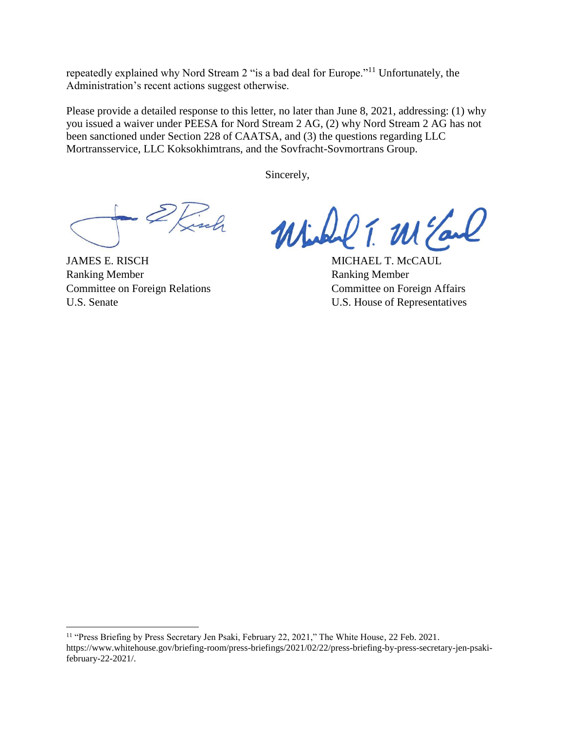repeatedly explained why Nord Stream 2 "is a bad deal for Europe."[11] Unfortunately, the Administration's recent actions suggest otherwise.

Please provide a detailed response to this letter, no later than June 8, 2021, addressing: (1) why you issued a waiver under PEESA for Nord Stream 2 AG, (2) why Nord Stream 2 AG has not been sanctioned under Section 228 of CAATSA, and (3) the questions regarding LLC Mortransservice, LLC Koksokhimtrans, and the Sovfracht-Sovmortrans Group.

Sincerely,

JAMES E. RISCH
Ranking Member
Committee on Foreign Relations
U.S. Senate

MICHAEL T. McCAUL
Ranking Member
Committee on Foreign Affairs
U.S. House of Representatives

---

[11] "Press Briefing by Press Secretary Jen Psaki, February 22, 2021," The White House, 22 Feb. 2021. https://www.whitehouse.gov/briefing-room/press-briefings/2021/02/22/press-briefing-by-press-secretary-jen-psaki-february-22-2021/.